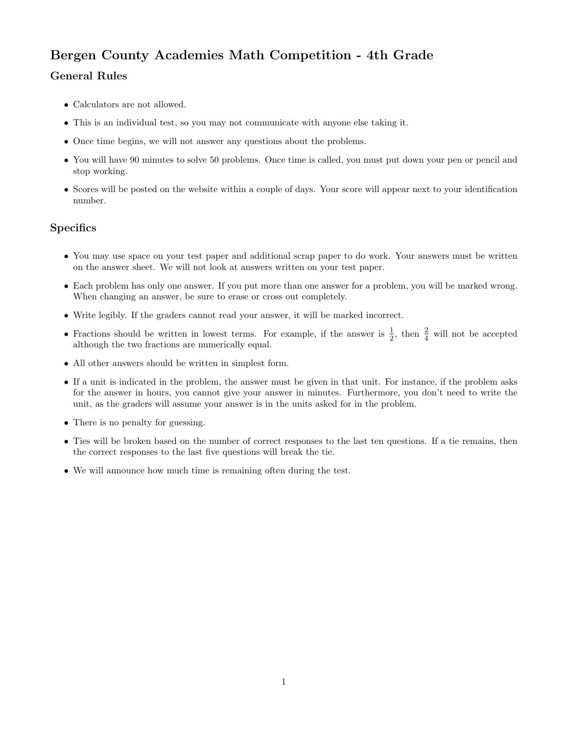# Bergen County Academies Math Competition - 4th Grade

## General Rules

- Calculators are not allowed.
- This is an individual test, so you may not communicate with anyone else taking it.
- Once time begins, we will not answer any questions about the problems.
- You will have 90 minutes to solve 50 problems. Once time is called, you must put down your pen or pencil and stop working.
- Scores will be posted on the website within a couple of days. Your score will appear next to your identification number.

## Specifics

- You may use space on your test paper and additional scrap paper to do work. Your answers must be written on the answer sheet. We will not look at answers written on your test paper.
- Each problem has only one answer. If you put more than one answer for a problem, you will be marked wrong. When changing an answer, be sure to erase or cross out completely.
- Write legibly. If the graders cannot read your answer, it will be marked incorrect.
- Fractions should be written in lowest terms. For example, if the answer is $\frac{1}{2}$, then $\frac{2}{4}$ will not be accepted although the two fractions are numerically equal.
- All other answers should be written in simplest form.
- If a unit is indicated in the problem, the answer must be given in that unit. For instance, if the problem asks for the answer in hours, you cannot give your answer in minutes. Furthermore, you don't need to write the unit, as the graders will assume your answer is in the units asked for in the problem.
- There is no penalty for guessing.
- Ties will be broken based on the number of correct responses to the last ten questions. If a tie remains, then the correct responses to the last five questions will break the tie.
- We will announce how much time is remaining often during the test.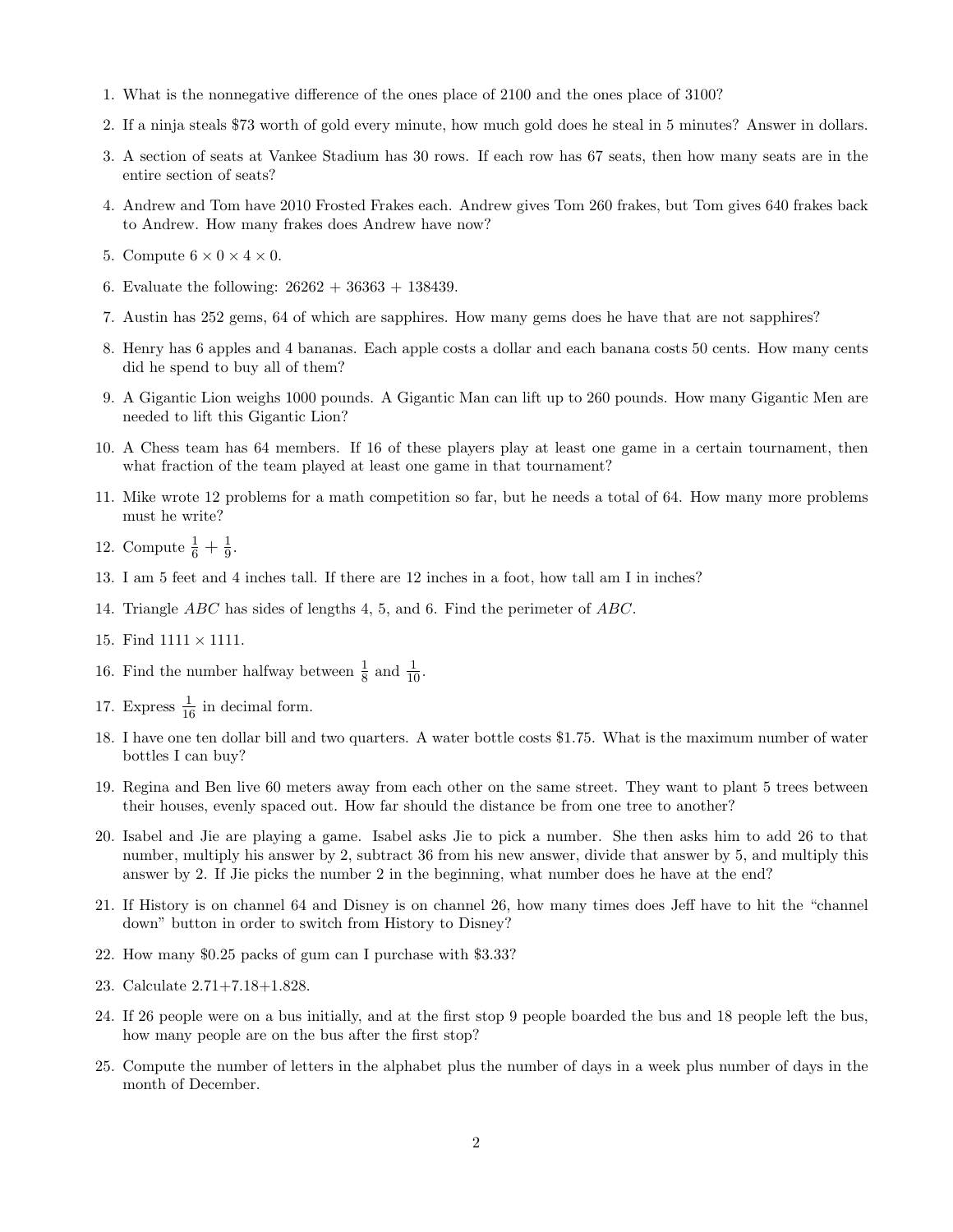1. What is the nonnegative difference of the ones place of 2100 and the ones place of 3100?
2. If a ninja steals $73 worth of gold every minute, how much gold does he steal in 5 minutes? Answer in dollars.
3. A section of seats at Vankee Stadium has 30 rows. If each row has 67 seats, then how many seats are in the entire section of seats?
4. Andrew and Tom have 2010 Frosted Frakes each. Andrew gives Tom 260 frakes, but Tom gives 640 frakes back to Andrew. How many frakes does Andrew have now?
5. Compute $6 \times 0 \times 4 \times 0$.
6. Evaluate the following: $26262 + 36363 + 138439$.
7. Austin has 252 gems, 64 of which are sapphires. How many gems does he have that are not sapphires?
8. Henry has 6 apples and 4 bananas. Each apple costs a dollar and each banana costs 50 cents. How many cents did he spend to buy all of them?
9. A Gigantic Lion weighs 1000 pounds. A Gigantic Man can lift up to 260 pounds. How many Gigantic Men are needed to lift this Gigantic Lion?
10. A Chess team has 64 members. If 16 of these players play at least one game in a certain tournament, then what fraction of the team played at least one game in that tournament?
11. Mike wrote 12 problems for a math competition so far, but he needs a total of 64. How many more problems must he write?
12. Compute $\frac{1}{6} + \frac{1}{9}$.
13. I am 5 feet and 4 inches tall. If there are 12 inches in a foot, how tall am I in inches?
14. Triangle $ABC$ has sides of lengths 4, 5, and 6. Find the perimeter of $ABC$.
15. Find $1111 \times 1111$.
16. Find the number halfway between $\frac{1}{8}$ and $\frac{1}{10}$.
17. Express $\frac{1}{16}$ in decimal form.
18. I have one ten dollar bill and two quarters. A water bottle costs $1.75. What is the maximum number of water bottles I can buy?
19. Regina and Ben live 60 meters away from each other on the same street. They want to plant 5 trees between their houses, evenly spaced out. How far should the distance be from one tree to another?
20. Isabel and Jie are playing a game. Isabel asks Jie to pick a number. She then asks him to add 26 to that number, multiply his answer by 2, subtract 36 from his new answer, divide that answer by 5, and multiply this answer by 2. If Jie picks the number 2 in the beginning, what number does he have at the end?
21. If History is on channel 64 and Disney is on channel 26, how many times does Jeff have to hit the "channel down" button in order to switch from History to Disney?
22. How many $0.25 packs of gum can I purchase with $3.33?
23. Calculate $2.71+7.18+1.828$.
24. If 26 people were on a bus initially, and at the first stop 9 people boarded the bus and 18 people left the bus, how many people are on the bus after the first stop?
25. Compute the number of letters in the alphabet plus the number of days in a week plus number of days in the month of December.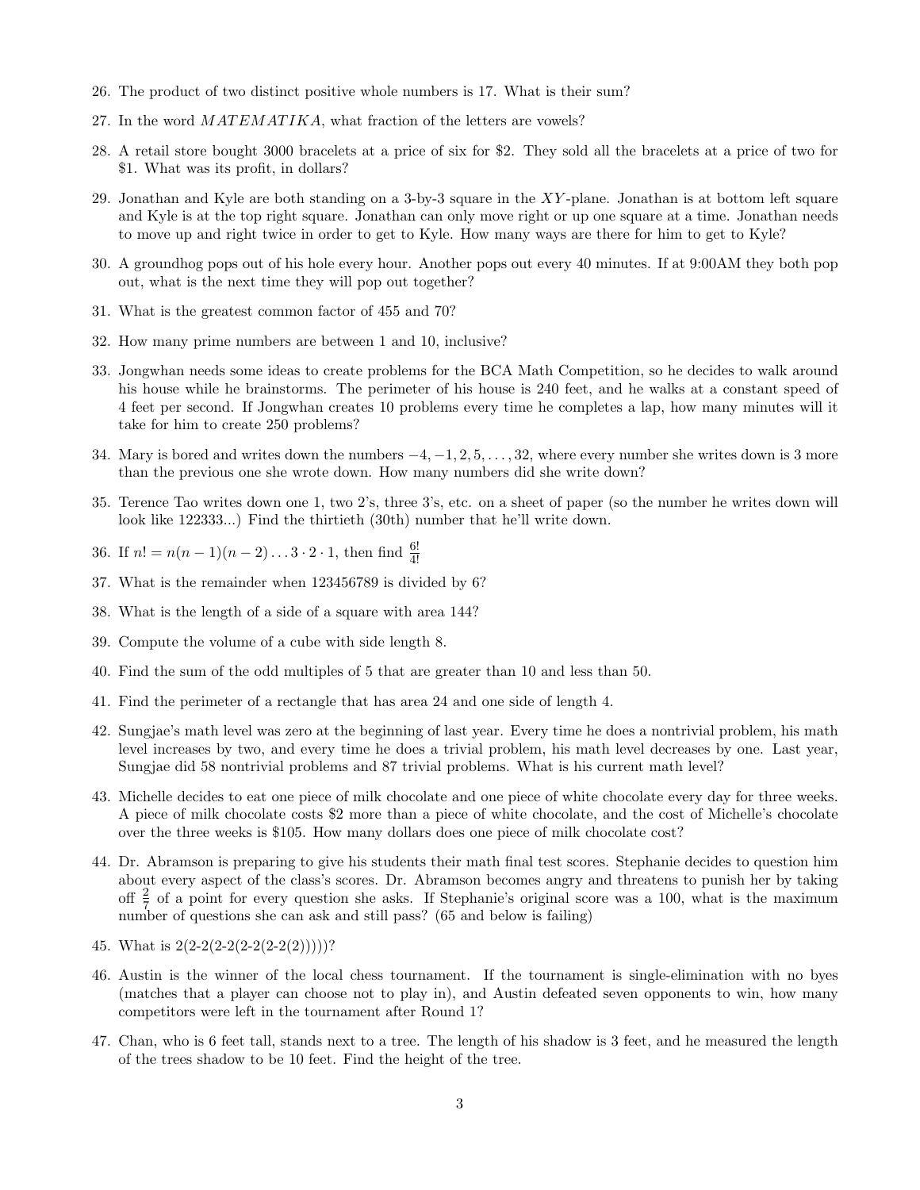26. The product of two distinct positive whole numbers is 17. What is their sum?

27. In the word $MATEMATIKA$, what fraction of the letters are vowels?

28. A retail store bought 3000 bracelets at a price of six for $2. They sold all the bracelets at a price of two for $1. What was its profit, in dollars?

29. Jonathan and Kyle are both standing on a 3-by-3 square in the $XY$-plane. Jonathan is at bottom left square and Kyle is at the top right square. Jonathan can only move right or up one square at a time. Jonathan needs to move up and right twice in order to get to Kyle. How many ways are there for him to get to Kyle?

30. A groundhog pops out of his hole every hour. Another pops out every 40 minutes. If at 9:00AM they both pop out, what is the next time they will pop out together?

31. What is the greatest common factor of 455 and 70?

32. How many prime numbers are between 1 and 10, inclusive?

33. Jongwhan needs some ideas to create problems for the BCA Math Competition, so he decides to walk around his house while he brainstorms. The perimeter of his house is 240 feet, and he walks at a constant speed of 4 feet per second. If Jongwhan creates 10 problems every time he completes a lap, how many minutes will it take for him to create 250 problems?

34. Mary is bored and writes down the numbers $-4, -1, 2, 5, \ldots, 32$, where every number she writes down is 3 more than the previous one she wrote down. How many numbers did she write down?

35. Terence Tao writes down one 1, two 2's, three 3's, etc. on a sheet of paper (so the number he writes down will look like 122333...) Find the thirtieth (30th) number that he'll write down.

36. If $n! = n(n-1)(n-2)\ldots 3 \cdot 2 \cdot 1$, then find $\frac{6!}{4!}$

37. What is the remainder when 123456789 is divided by 6?

38. What is the length of a side of a square with area 144?

39. Compute the volume of a cube with side length 8.

40. Find the sum of the odd multiples of 5 that are greater than 10 and less than 50.

41. Find the perimeter of a rectangle that has area 24 and one side of length 4.

42. Sungjae's math level was zero at the beginning of last year. Every time he does a nontrivial problem, his math level increases by two, and every time he does a trivial problem, his math level decreases by one. Last year, Sungjae did 58 nontrivial problems and 87 trivial problems. What is his current math level?

43. Michelle decides to eat one piece of milk chocolate and one piece of white chocolate every day for three weeks. A piece of milk chocolate costs $2 more than a piece of white chocolate, and the cost of Michelle's chocolate over the three weeks is $105. How many dollars does one piece of milk chocolate cost?

44. Dr. Abramson is preparing to give his students their math final test scores. Stephanie decides to question him about every aspect of the class's scores. Dr. Abramson becomes angry and threatens to punish her by taking off $\frac{2}{7}$ of a point for every question she asks. If Stephanie's original score was a 100, what is the maximum number of questions she can ask and still pass? (65 and below is failing)

45. What is 2(2-2(2-2(2-2(2-2(2))))))?

46. Austin is the winner of the local chess tournament. If the tournament is single-elimination with no byes (matches that a player can choose not to play in), and Austin defeated seven opponents to win, how many competitors were left in the tournament after Round 1?

47. Chan, who is 6 feet tall, stands next to a tree. The length of his shadow is 3 feet, and he measured the length of the trees shadow to be 10 feet. Find the height of the tree.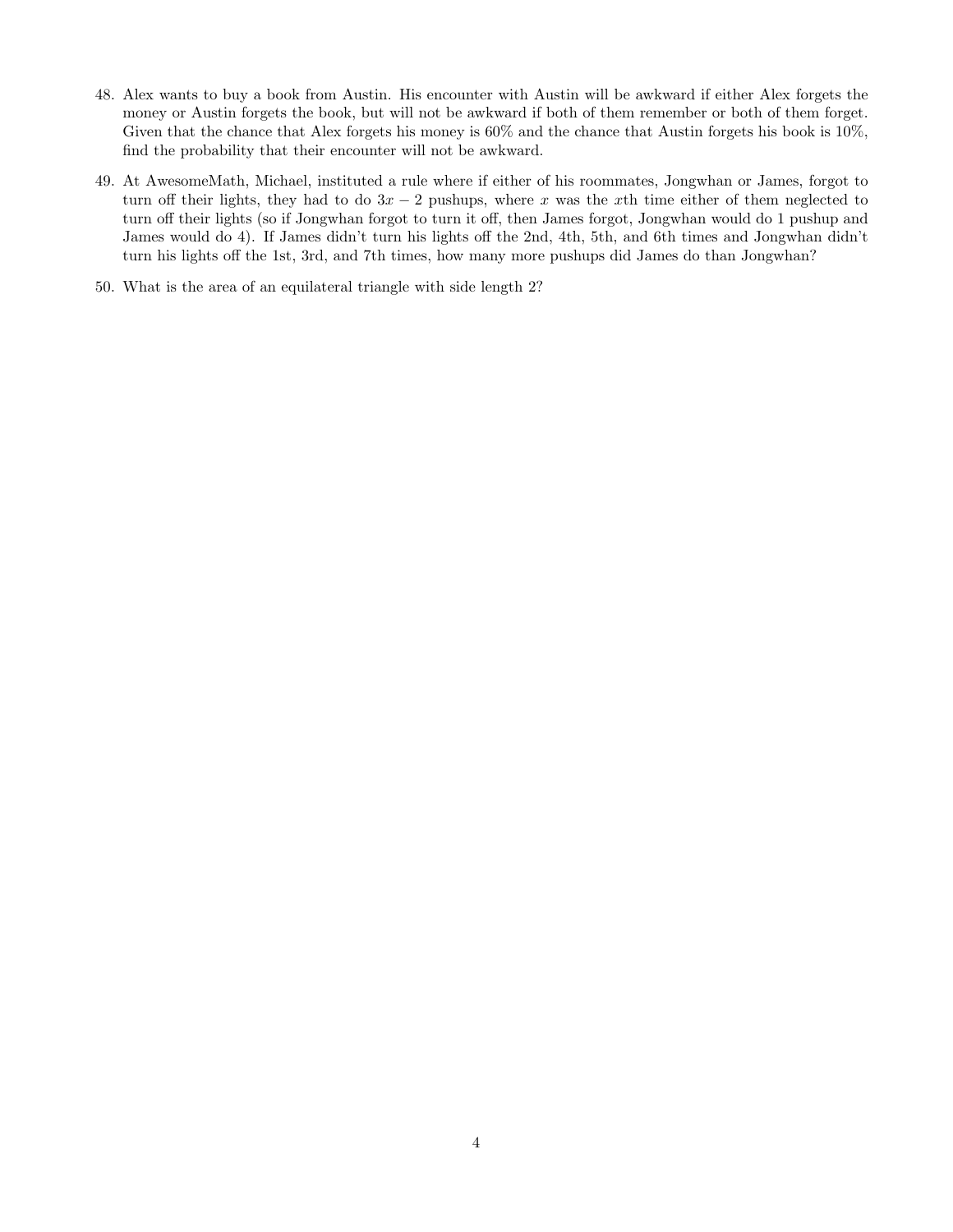48. Alex wants to buy a book from Austin. His encounter with Austin will be awkward if either Alex forgets the money or Austin forgets the book, but will not be awkward if both of them remember or both of them forget. Given that the chance that Alex forgets his money is 60% and the chance that Austin forgets his book is 10%, find the probability that their encounter will not be awkward.

49. At AwesomeMath, Michael, instituted a rule where if either of his roommates, Jongwhan or James, forgot to turn off their lights, they had to do $3x - 2$ pushups, where $x$ was the $x$th time either of them neglected to turn off their lights (so if Jongwhan forgot to turn it off, then James forgot, Jongwhan would do 1 pushup and James would do 4). If James didn't turn his lights off the 2nd, 4th, 5th, and 6th times and Jongwhan didn't turn his lights off the 1st, 3rd, and 7th times, how many more pushups did James do than Jongwhan?

50. What is the area of an equilateral triangle with side length 2?